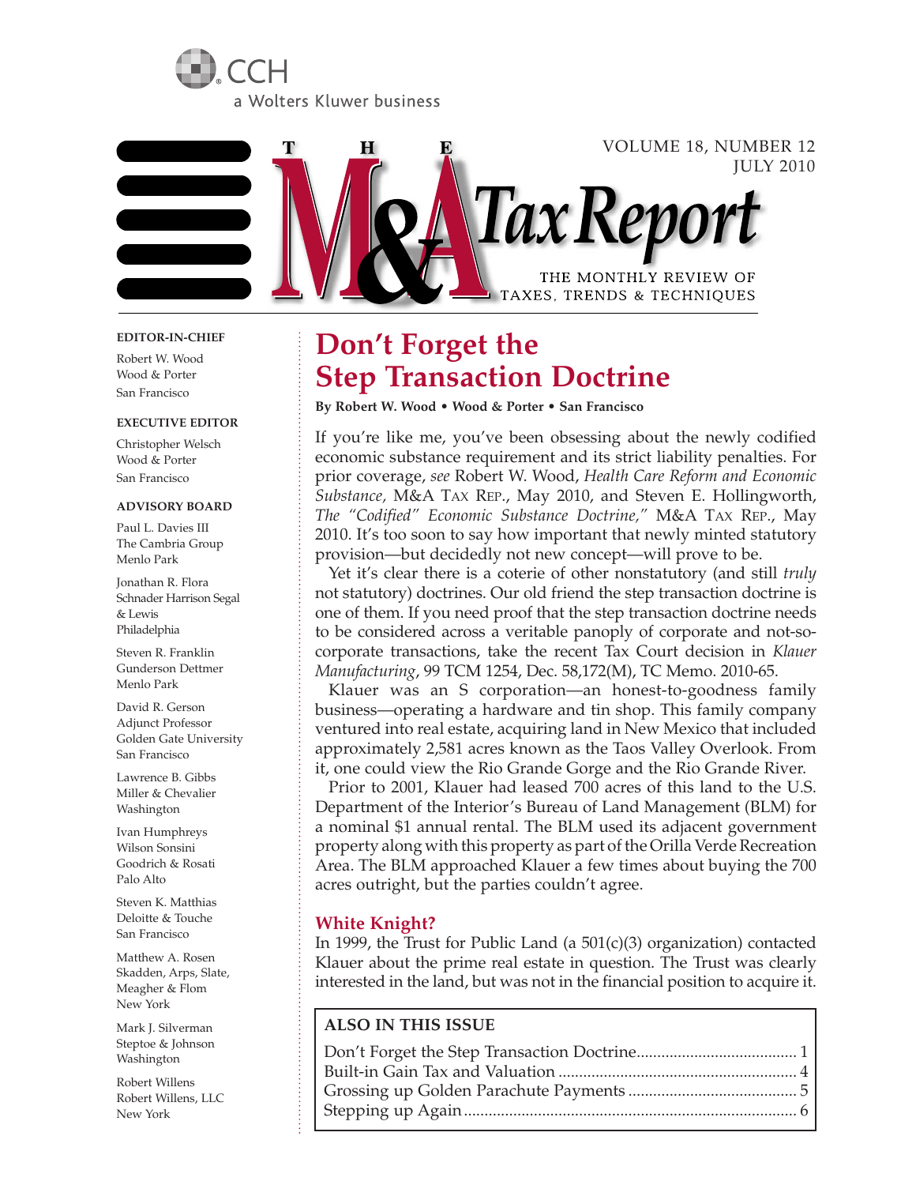CCH

a Wolters Kluwer business

# THE M&A Tax Report

VOLUME 18, NUMBER 12
JULY 2010

THE MONTHLY REVIEW OF TAXES, TRENDS & TECHNIQUES

**EDITOR-IN-CHIEF**

Robert W. Wood
Wood & Porter
San Francisco

**EXECUTIVE EDITOR**

Christopher Welsch
Wood & Porter
San Francisco

**ADVISORY BOARD**

Paul L. Davies III
The Cambria Group
Menlo Park

Jonathan R. Flora
Schnader Harrison Segal & Lewis
Philadelphia

Steven R. Franklin
Gunderson Dettmer
Menlo Park

David R. Gerson
Adjunct Professor
Golden Gate University
San Francisco

Lawrence B. Gibbs
Miller & Chevalier
Washington

Ivan Humphreys
Wilson Sonsini Goodrich & Rosati
Palo Alto

Steven K. Matthias
Deloitte & Touche
San Francisco

Matthew A. Rosen
Skadden, Arps, Slate, Meagher & Flom
New York

Mark J. Silverman
Steptoe & Johnson
Washington

Robert Willens
Robert Willens, LLC
New York

## Don't Forget the Step Transaction Doctrine

**By Robert W. Wood • Wood & Porter • San Francisco**

If you're like me, you've been obsessing about the newly codified economic substance requirement and its strict liability penalties. For prior coverage, *see* Robert W. Wood, *Health Care Reform and Economic Substance,* M&A TAX REP., May 2010, and Steven E. Hollingworth, *The "Codified" Economic Substance Doctrine,"* M&A TAX REP., May 2010. It's too soon to say how important that newly minted statutory provision—but decidedly not new concept—will prove to be.

Yet it's clear there is a coterie of other nonstatutory (and still *truly* not statutory) doctrines. Our old friend the step transaction doctrine is one of them. If you need proof that the step transaction doctrine needs to be considered across a veritable panoply of corporate and not-so-corporate transactions, take the recent Tax Court decision in *Klauer Manufacturing*, 99 TCM 1254, Dec. 58,172(M), TC Memo. 2010-65.

Klauer was an S corporation—an honest-to-goodness family business—operating a hardware and tin shop. This family company ventured into real estate, acquiring land in New Mexico that included approximately 2,581 acres known as the Taos Valley Overlook. From it, one could view the Rio Grande Gorge and the Rio Grande River.

Prior to 2001, Klauer had leased 700 acres of this land to the U.S. Department of the Interior's Bureau of Land Management (BLM) for a nominal $1 annual rental. The BLM used its adjacent government property along with this property as part of the Orilla Verde Recreation Area. The BLM approached Klauer a few times about buying the 700 acres outright, but the parties couldn't agree.

### White Knight?

In 1999, the Trust for Public Land (a 501(c)(3) organization) contacted Klauer about the prime real estate in question. The Trust was clearly interested in the land, but was not in the financial position to acquire it.

**ALSO IN THIS ISSUE**

| | |
|---|---|
| Don't Forget the Step Transaction Doctrine | 1 |
| Built-in Gain Tax and Valuation | 4 |
| Grossing up Golden Parachute Payments | 5 |
| Stepping up Again | 6 |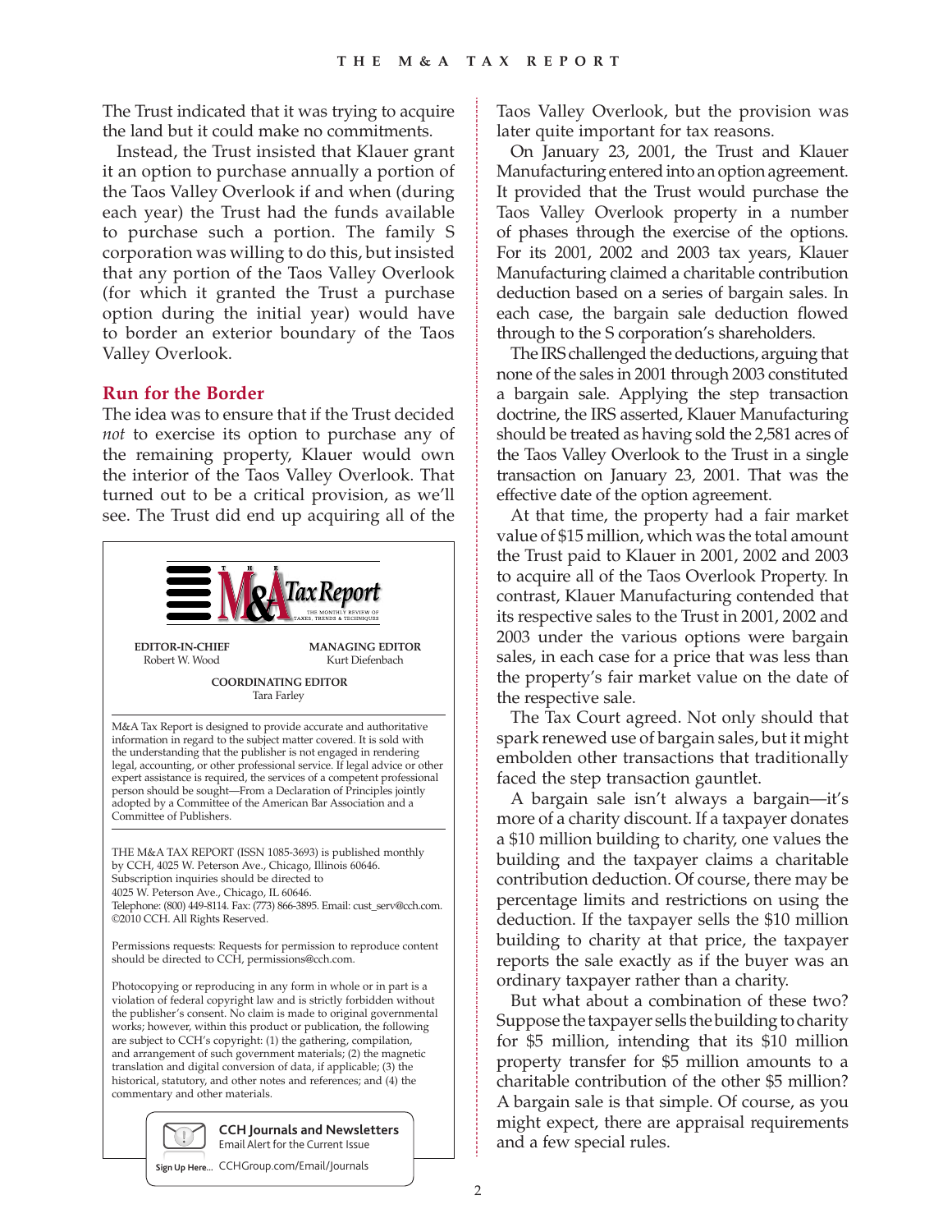The Trust indicated that it was trying to acquire the land but it could make no commitments.

Instead, the Trust insisted that Klauer grant it an option to purchase annually a portion of the Taos Valley Overlook if and when (during each year) the Trust had the funds available to purchase such a portion. The family S corporation was willing to do this, but insisted that any portion of the Taos Valley Overlook (for which it granted the Trust a purchase option during the initial year) would have to border an exterior boundary of the Taos Valley Overlook.

## Run for the Border

The idea was to ensure that if the Trust decided *not* to exercise its option to purchase any of the remaining property, Klauer would own the interior of the Taos Valley Overlook. That turned out to be a critical provision, as we'll see. The Trust did end up acquiring all of the Taos Valley Overlook, but the provision was later quite important for tax reasons.

On January 23, 2001, the Trust and Klauer Manufacturing entered into an option agreement. It provided that the Trust would purchase the Taos Valley Overlook property in a number of phases through the exercise of the options. For its 2001, 2002 and 2003 tax years, Klauer Manufacturing claimed a charitable contribution deduction based on a series of bargain sales. In each case, the bargain sale deduction flowed through to the S corporation's shareholders.

The IRS challenged the deductions, arguing that none of the sales in 2001 through 2003 constituted a bargain sale. Applying the step transaction doctrine, the IRS asserted, Klauer Manufacturing should be treated as having sold the 2,581 acres of the Taos Valley Overlook to the Trust in a single transaction on January 23, 2001. That was the effective date of the option agreement.

At that time, the property had a fair market value of $15 million, which was the total amount the Trust paid to Klauer in 2001, 2002 and 2003 to acquire all of the Taos Overlook Property. In contrast, Klauer Manufacturing contended that its respective sales to the Trust in 2001, 2002 and 2003 under the various options were bargain sales, in each case for a price that was less than the property's fair market value on the date of the respective sale.

The Tax Court agreed. Not only should that spark renewed use of bargain sales, but it might embolden other transactions that traditionally faced the step transaction gauntlet.

A bargain sale isn't always a bargain—it's more of a charity discount. If a taxpayer donates a $10 million building to charity, one values the building and the taxpayer claims a charitable contribution deduction. Of course, there may be percentage limits and restrictions on using the deduction. If the taxpayer sells the $10 million building to charity at that price, the taxpayer reports the sale exactly as if the buyer was an ordinary taxpayer rather than a charity.

But what about a combination of these two? Suppose the taxpayer sells the building to charity for $5 million, intending that its $10 million property transfer for $5 million amounts to a charitable contribution of the other $5 million? A bargain sale is that simple. Of course, as you might expect, there are appraisal requirements and a few special rules.

---

**THE M&A Tax Report** — THE MONTHLY REVIEW OF TAXES, TRENDS & TECHNIQUES

**EDITOR-IN-CHIEF**
Robert W. Wood

**MANAGING EDITOR**
Kurt Diefenbach

**COORDINATING EDITOR**
Tara Farley

M&A Tax Report is designed to provide accurate and authoritative information in regard to the subject matter covered. It is sold with the understanding that the publisher is not engaged in rendering legal, accounting, or other professional service. If legal advice or other expert assistance is required, the services of a competent professional person should be sought—From a Declaration of Principles jointly adopted by a Committee of the American Bar Association and a Committee of Publishers.

THE M&A TAX REPORT (ISSN 1085-3693) is published monthly by CCH, 4025 W. Peterson Ave., Chicago, Illinois 60646. Subscription inquiries should be directed to 4025 W. Peterson Ave., Chicago, IL 60646. Telephone: (800) 449-8114. Fax: (773) 866-3895. Email: cust_serv@cch.com. ©2010 CCH. All Rights Reserved.

Permissions requests: Requests for permission to reproduce content should be directed to CCH, permissions@cch.com.

Photocopying or reproducing in any form in whole or in part is a violation of federal copyright law and is strictly forbidden without the publisher's consent. No claim is made to original government works; however, within this product or publication, the following are subject to CCH's copyright: (1) the gathering, compilation, and arrangement of such government materials; (2) the magnetic translation and digital conversion of data, if applicable; (3) the historical, statutory, and other notes and references; and (4) the commentary and other materials.

**CCH Journals and Newsletters**
Email Alert for the Current Issue
Sign Up Here... CCHGroup.com/Email/Journals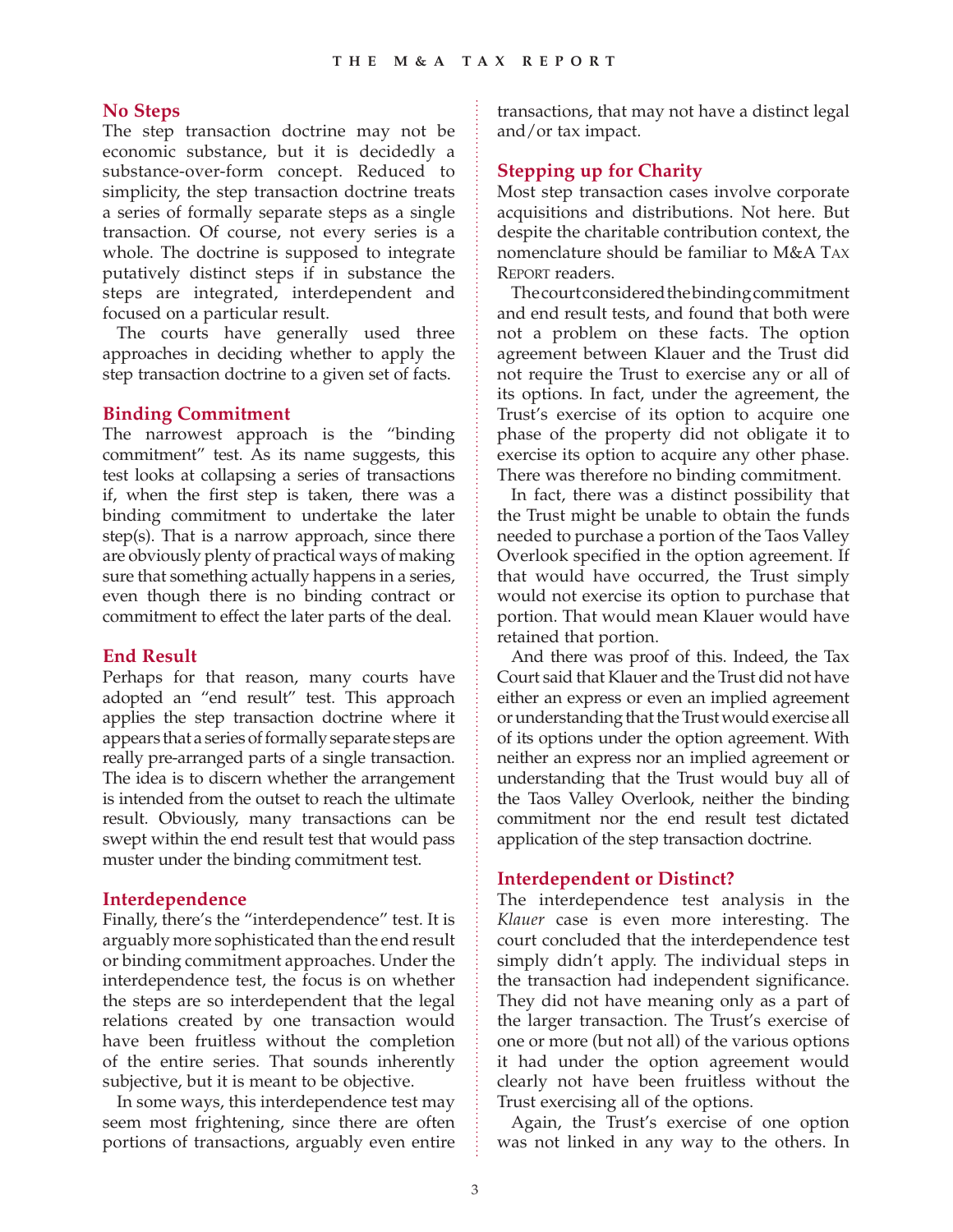## No Steps

The step transaction doctrine may not be economic substance, but it is decidedly a substance-over-form concept. Reduced to simplicity, the step transaction doctrine treats a series of formally separate steps as a single transaction. Of course, not every series is a whole. The doctrine is supposed to integrate putatively distinct steps if in substance the steps are integrated, interdependent and focused on a particular result.

The courts have generally used three approaches in deciding whether to apply the step transaction doctrine to a given set of facts.

## Binding Commitment

The narrowest approach is the "binding commitment" test. As its name suggests, this test looks at collapsing a series of transactions if, when the first step is taken, there was a binding commitment to undertake the later step(s). That is a narrow approach, since there are obviously plenty of practical ways of making sure that something actually happens in a series, even though there is no binding contract or commitment to effect the later parts of the deal.

## End Result

Perhaps for that reason, many courts have adopted an "end result" test. This approach applies the step transaction doctrine where it appears that a series of formally separate steps are really pre-arranged parts of a single transaction. The idea is to discern whether the arrangement is intended from the outset to reach the ultimate result. Obviously, many transactions can be swept within the end result test that would pass muster under the binding commitment test.

## Interdependence

Finally, there's the "interdependence" test. It is arguably more sophisticated than the end result or binding commitment approaches. Under the interdependence test, the focus is on whether the steps are so interdependent that the legal relations created by one transaction would have been fruitless without the completion of the entire series. That sounds inherently subjective, but it is meant to be objective.

In some ways, this interdependence test may seem most frightening, since there are often portions of transactions, arguably even entire transactions, that may not have a distinct legal and/or tax impact.

## Stepping up for Charity

Most step transaction cases involve corporate acquisitions and distributions. Not here. But despite the charitable contribution context, the nomenclature should be familiar to M&A Tax Report readers.

The court considered the binding commitment and end result tests, and found that both were not a problem on these facts. The option agreement between Klauer and the Trust did not require the Trust to exercise any or all of its options. In fact, under the agreement, the Trust's exercise of its option to acquire one phase of the property did not obligate it to exercise its option to acquire any other phase. There was therefore no binding commitment.

In fact, there was a distinct possibility that the Trust might be unable to obtain the funds needed to purchase a portion of the Taos Valley Overlook specified in the option agreement. If that would have occurred, the Trust simply would not exercise its option to purchase that portion. That would mean Klauer would have retained that portion.

And there was proof of this. Indeed, the Tax Court said that Klauer and the Trust did not have either an express or even an implied agreement or understanding that the Trust would exercise all of its options under the option agreement. With neither an express nor an implied agreement or understanding that the Trust would buy all of the Taos Valley Overlook, neither the binding commitment nor the end result test dictated application of the step transaction doctrine.

## Interdependent or Distinct?

The interdependence test analysis in the *Klauer* case is even more interesting. The court concluded that the interdependence test simply didn't apply. The individual steps in the transaction had independent significance. They did not have meaning only as a part of the larger transaction. The Trust's exercise of one or more (but not all) of the various options it had under the option agreement would clearly not have been fruitless without the Trust exercising all of the options.

Again, the Trust's exercise of one option was not linked in any way to the others. In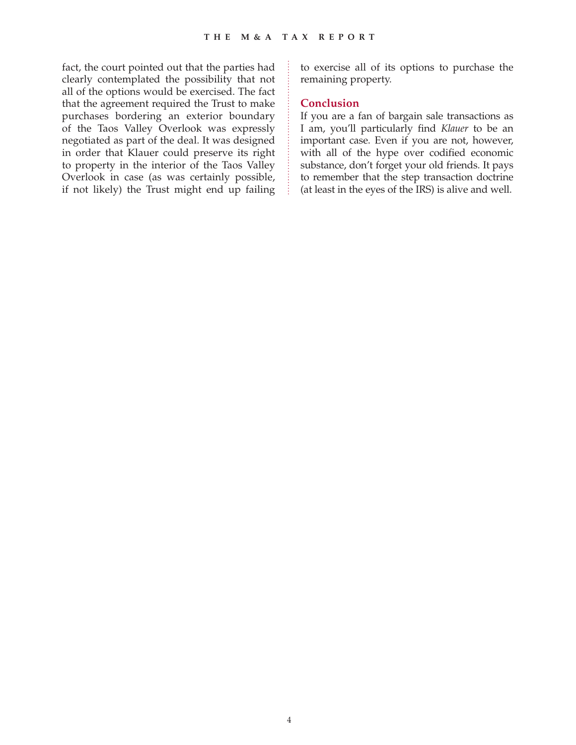fact, the court pointed out that the parties had clearly contemplated the possibility that not all of the options would be exercised. The fact that the agreement required the Trust to make purchases bordering an exterior boundary of the Taos Valley Overlook was expressly negotiated as part of the deal. It was designed in order that Klauer could preserve its right to property in the interior of the Taos Valley Overlook in case (as was certainly possible, if not likely) the Trust might end up failing to exercise all of its options to purchase the remaining property.

## Conclusion

If you are a fan of bargain sale transactions as I am, you'll particularly find *Klauer* to be an important case. Even if you are not, however, with all of the hype over codified economic substance, don't forget your old friends. It pays to remember that the step transaction doctrine (at least in the eyes of the IRS) is alive and well.